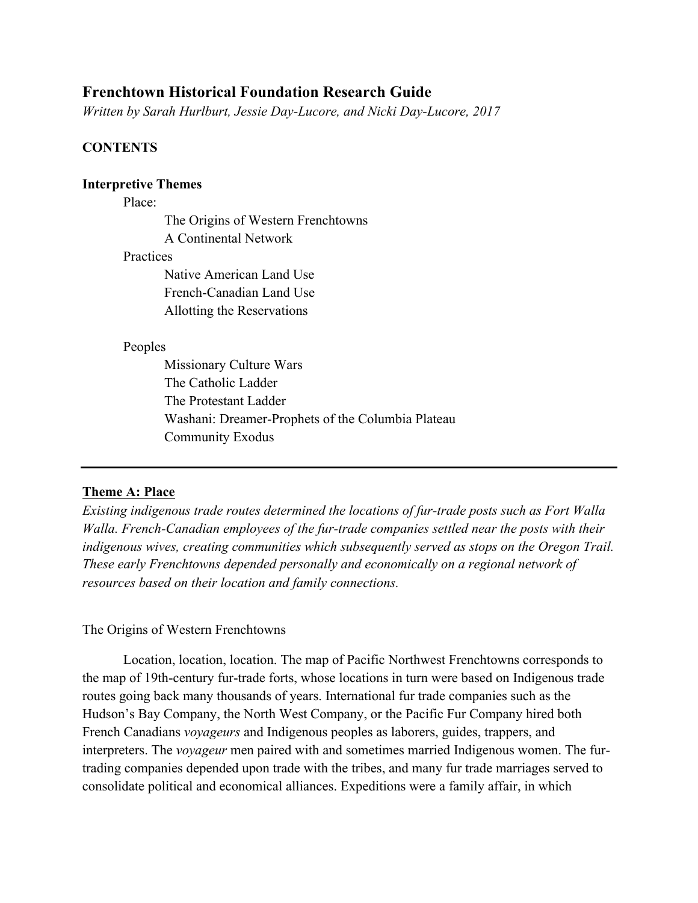# Frenchtown Historical Foundation Research Guide

*Written by Sarah Hurlburt, Jessie Day-Lucore, and Nicki Day-Lucore, 2017*

**CONTENTS**

**Interpretive Themes**

- Place:
  - The Origins of Western Frenchtowns
  - A Continental Network
- Practices
  - Native American Land Use
  - French-Canadian Land Use
  - Allotting the Reservations
- Peoples
  - Missionary Culture Wars
  - The Catholic Ladder
  - The Protestant Ladder
  - Washani: Dreamer-Prophets of the Columbia Plateau
  - Community Exodus

---

## Theme A: Place

*Existing indigenous trade routes determined the locations of fur-trade posts such as Fort Walla Walla. French-Canadian employees of the fur-trade companies settled near the posts with their indigenous wives, creating communities which subsequently served as stops on the Oregon Trail. These early Frenchtowns depended personally and economically on a regional network of resources based on their location and family connections.*

### The Origins of Western Frenchtowns

Location, location, location. The map of Pacific Northwest Frenchtowns corresponds to the map of 19th-century fur-trade forts, whose locations in turn were based on Indigenous trade routes going back many thousands of years. International fur trade companies such as the Hudson's Bay Company, the North West Company, or the Pacific Fur Company hired both French Canadians *voyageurs* and Indigenous peoples as laborers, guides, trappers, and interpreters. The *voyageur* men paired with and sometimes married Indigenous women. The fur-trading companies depended upon trade with the tribes, and many fur trade marriages served to consolidate political and economical alliances. Expeditions were a family affair, in which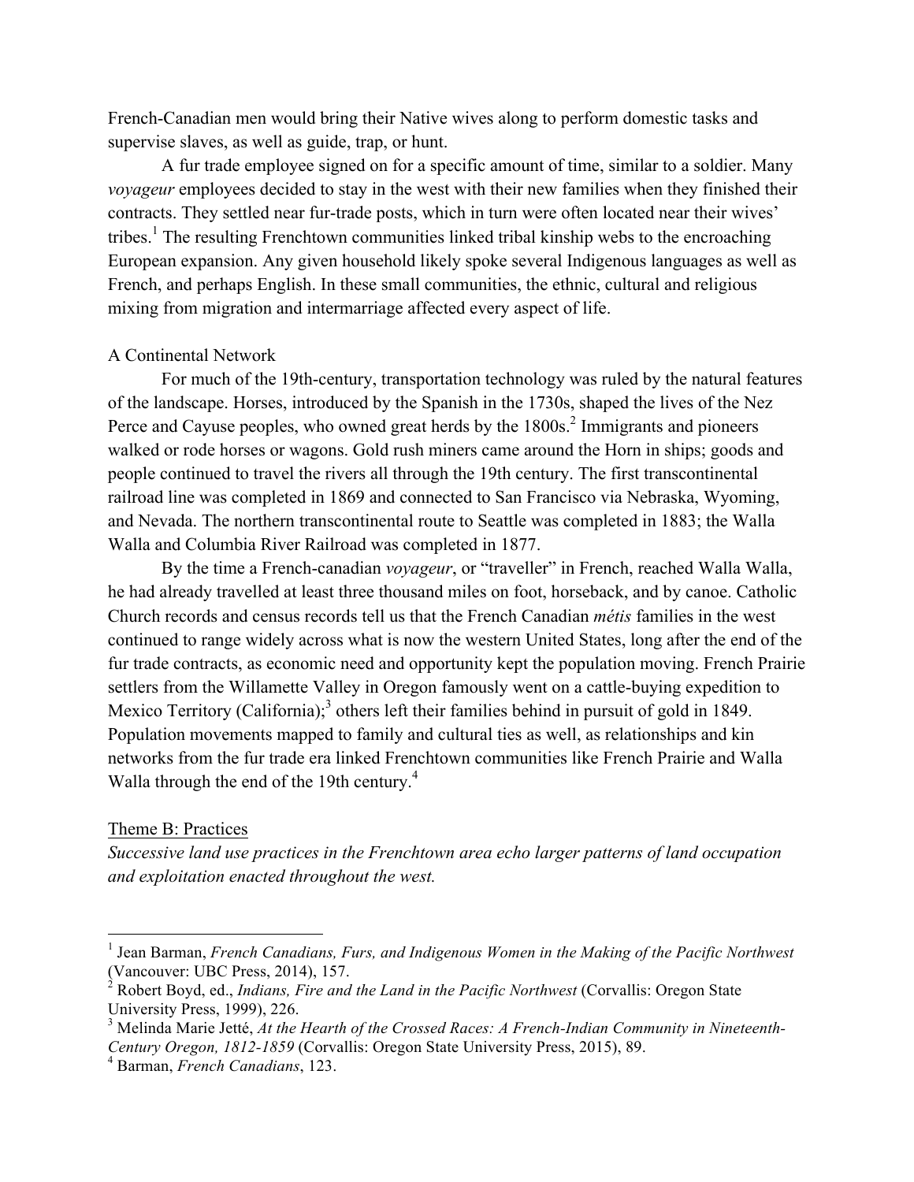French-Canadian men would bring their Native wives along to perform domestic tasks and supervise slaves, as well as guide, trap, or hunt.

A fur trade employee signed on for a specific amount of time, similar to a soldier. Many *voyageur* employees decided to stay in the west with their new families when they finished their contracts. They settled near fur-trade posts, which in turn were often located near their wives' tribes.[1] The resulting Frenchtown communities linked tribal kinship webs to the encroaching European expansion. Any given household likely spoke several Indigenous languages as well as French, and perhaps English. In these small communities, the ethnic, cultural and religious mixing from migration and intermarriage affected every aspect of life.

A Continental Network

For much of the 19th-century, transportation technology was ruled by the natural features of the landscape. Horses, introduced by the Spanish in the 1730s, shaped the lives of the Nez Perce and Cayuse peoples, who owned great herds by the 1800s.[2] Immigrants and pioneers walked or rode horses or wagons. Gold rush miners came around the Horn in ships; goods and people continued to travel the rivers all through the 19th century. The first transcontinental railroad line was completed in 1869 and connected to San Francisco via Nebraska, Wyoming, and Nevada. The northern transcontinental route to Seattle was completed in 1883; the Walla Walla and Columbia River Railroad was completed in 1877.

By the time a French-canadian *voyageur*, or "traveller" in French, reached Walla Walla, he had already travelled at least three thousand miles on foot, horseback, and by canoe. Catholic Church records and census records tell us that the French Canadian *métis* families in the west continued to range widely across what is now the western United States, long after the end of the fur trade contracts, as economic need and opportunity kept the population moving. French Prairie settlers from the Willamette Valley in Oregon famously went on a cattle-buying expedition to Mexico Territory (California);[3] others left their families behind in pursuit of gold in 1849. Population movements mapped to family and cultural ties as well, as relationships and kin networks from the fur trade era linked Frenchtown communities like French Prairie and Walla Walla through the end of the 19th century.[4]

## Theme B: Practices

*Successive land use practices in the Frenchtown area echo larger patterns of land occupation and exploitation enacted throughout the west.*

---

[1] Jean Barman, *French Canadians, Furs, and Indigenous Women in the Making of the Pacific Northwest* (Vancouver: UBC Press, 2014), 157.

[2] Robert Boyd, ed., *Indians, Fire and the Land in the Pacific Northwest* (Corvallis: Oregon State University Press, 1999), 226.

[3] Melinda Marie Jetté, *At the Hearth of the Crossed Races: A French-Indian Community in Nineteenth-Century Oregon, 1812-1859* (Corvallis: Oregon State University Press, 2015), 89.

[4] Barman, *French Canadians*, 123.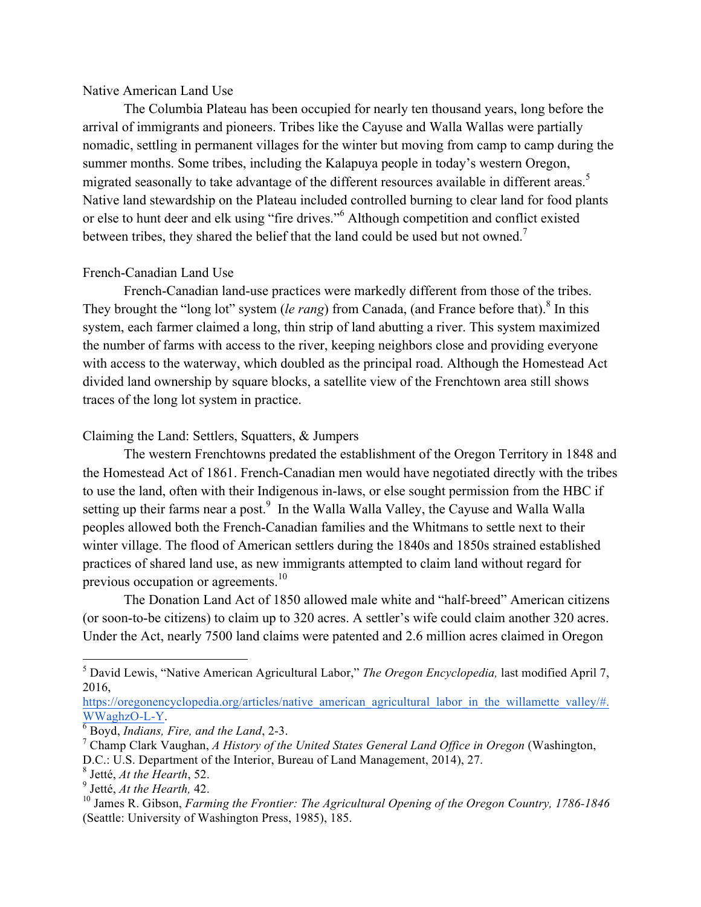## Native American Land Use

The Columbia Plateau has been occupied for nearly ten thousand years, long before the arrival of immigrants and pioneers. Tribes like the Cayuse and Walla Wallas were partially nomadic, settling in permanent villages for the winter but moving from camp to camp during the summer months. Some tribes, including the Kalapuya people in today's western Oregon, migrated seasonally to take advantage of the different resources available in different areas.[5] Native land stewardship on the Plateau included controlled burning to clear land for food plants or else to hunt deer and elk using "fire drives."[6] Although competition and conflict existed between tribes, they shared the belief that the land could be used but not owned.[7]

## French-Canadian Land Use

French-Canadian land-use practices were markedly different from those of the tribes. They brought the "long lot" system (*le rang*) from Canada, (and France before that).[8] In this system, each farmer claimed a long, thin strip of land abutting a river. This system maximized the number of farms with access to the river, keeping neighbors close and providing everyone with access to the waterway, which doubled as the principal road. Although the Homestead Act divided land ownership by square blocks, a satellite view of the Frenchtown area still shows traces of the long lot system in practice.

## Claiming the Land: Settlers, Squatters, & Jumpers

The western Frenchtowns predated the establishment of the Oregon Territory in 1848 and the Homestead Act of 1861. French-Canadian men would have negotiated directly with the tribes to use the land, often with their Indigenous in-laws, or else sought permission from the HBC if setting up their farms near a post.[9] In the Walla Walla Valley, the Cayuse and Walla Walla peoples allowed both the French-Canadian families and the Whitmans to settle next to their winter village. The flood of American settlers during the 1840s and 1850s strained established practices of shared land use, as new immigrants attempted to claim land without regard for previous occupation or agreements.[10]

The Donation Land Act of 1850 allowed male white and "half-breed" American citizens (or soon-to-be citizens) to claim up to 320 acres. A settler's wife could claim another 320 acres. Under the Act, nearly 7500 land claims were patented and 2.6 million acres claimed in Oregon

---

[5] David Lewis, "Native American Agricultural Labor," *The Oregon Encyclopedia,* last modified April 7, 2016, https://oregonencyclopedia.org/articles/native_american_agricultural_labor_in_the_willamette_valley/#.WWaghzO-L-Y.

[6] Boyd, *Indians, Fire, and the Land*, 2-3.

[7] Champ Clark Vaughan, *A History of the United States General Land Office in Oregon* (Washington, D.C.: U.S. Department of the Interior, Bureau of Land Management, 2014), 27.

[8] Jetté, *At the Hearth*, 52.

[9] Jetté, *At the Hearth,* 42.

[10] James R. Gibson, *Farming the Frontier: The Agricultural Opening of the Oregon Country, 1786-1846* (Seattle: University of Washington Press, 1985), 185.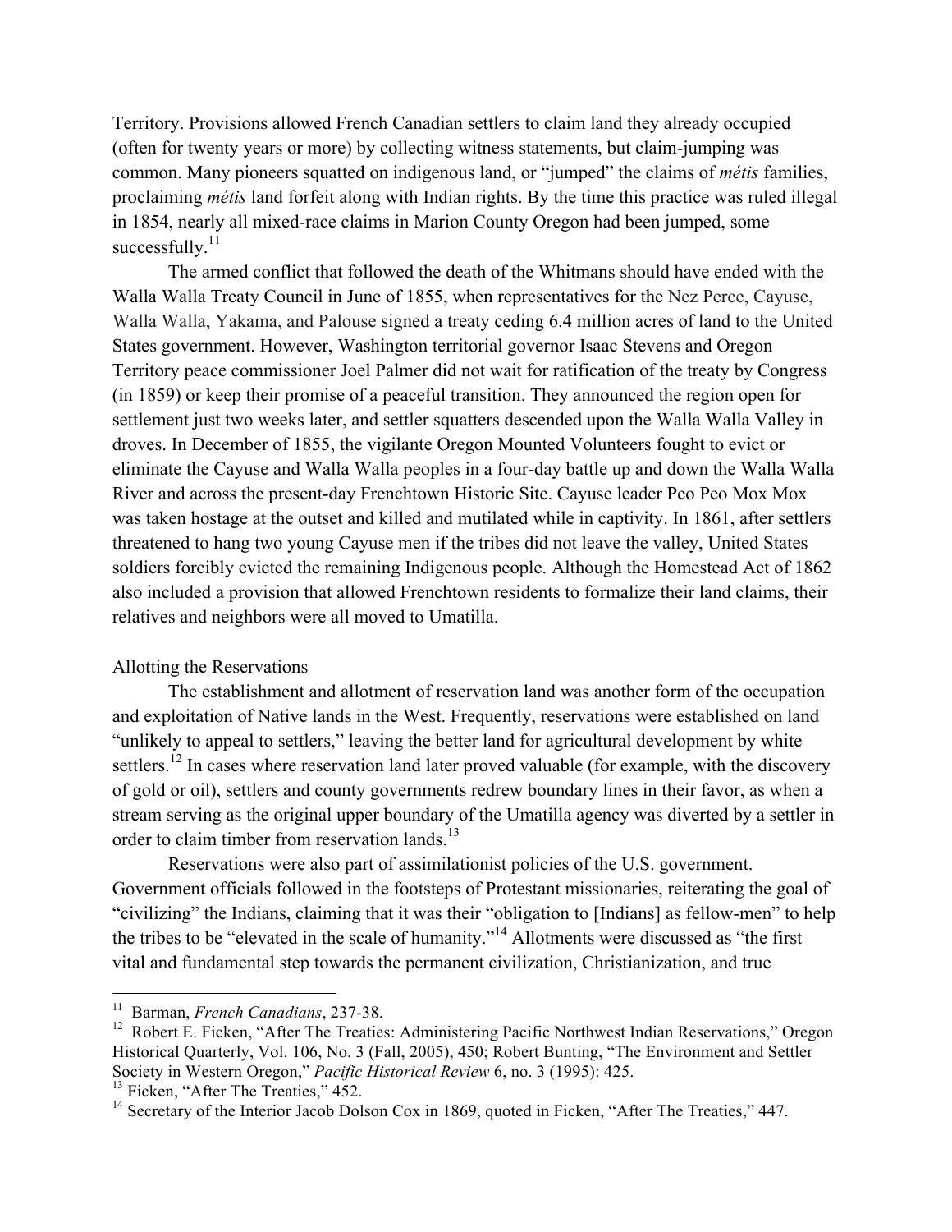Territory. Provisions allowed French Canadian settlers to claim land they already occupied (often for twenty years or more) by collecting witness statements, but claim-jumping was common. Many pioneers squatted on indigenous land, or "jumped" the claims of *métis* families, proclaiming *métis* land forfeit along with Indian rights. By the time this practice was ruled illegal in 1854, nearly all mixed-race claims in Marion County Oregon had been jumped, some successfully.[11]

The armed conflict that followed the death of the Whitmans should have ended with the Walla Walla Treaty Council in June of 1855, when representatives for the Nez Perce, Cayuse, Walla Walla, Yakama, and Palouse signed a treaty ceding 6.4 million acres of land to the United States government. However, Washington territorial governor Isaac Stevens and Oregon Territory peace commissioner Joel Palmer did not wait for ratification of the treaty by Congress (in 1859) or keep their promise of a peaceful transition. They announced the region open for settlement just two weeks later, and settler squatters descended upon the Walla Walla Valley in droves. In December of 1855, the vigilante Oregon Mounted Volunteers fought to evict or eliminate the Cayuse and Walla Walla peoples in a four-day battle up and down the Walla Walla River and across the present-day Frenchtown Historic Site. Cayuse leader Peo Peo Mox Mox was taken hostage at the outset and killed and mutilated while in captivity. In 1861, after settlers threatened to hang two young Cayuse men if the tribes did not leave the valley, United States soldiers forcibly evicted the remaining Indigenous people. Although the Homestead Act of 1862 also included a provision that allowed Frenchtown residents to formalize their land claims, their relatives and neighbors were all moved to Umatilla.

## Allotting the Reservations

The establishment and allotment of reservation land was another form of the occupation and exploitation of Native lands in the West. Frequently, reservations were established on land "unlikely to appeal to settlers," leaving the better land for agricultural development by white settlers.[12] In cases where reservation land later proved valuable (for example, with the discovery of gold or oil), settlers and county governments redrew boundary lines in their favor, as when a stream serving as the original upper boundary of the Umatilla agency was diverted by a settler in order to claim timber from reservation lands.[13]

Reservations were also part of assimilationist policies of the U.S. government. Government officials followed in the footsteps of Protestant missionaries, reiterating the goal of "civilizing" the Indians, claiming that it was their "obligation to [Indians] as fellow-men" to help the tribes to be "elevated in the scale of humanity."[14] Allotments were discussed as "the first vital and fundamental step towards the permanent civilization, Christianization, and true

---

[11] Barman, *French Canadians*, 237-38.

[12] Robert E. Ficken, "After The Treaties: Administering Pacific Northwest Indian Reservations," Oregon Historical Quarterly, Vol. 106, No. 3 (Fall, 2005), 450; Robert Bunting, "The Environment and Settler Society in Western Oregon," *Pacific Historical Review* 6, no. 3 (1995): 425.

[13] Ficken, "After The Treaties," 452.

[14] Secretary of the Interior Jacob Dolson Cox in 1869, quoted in Ficken, "After The Treaties," 447.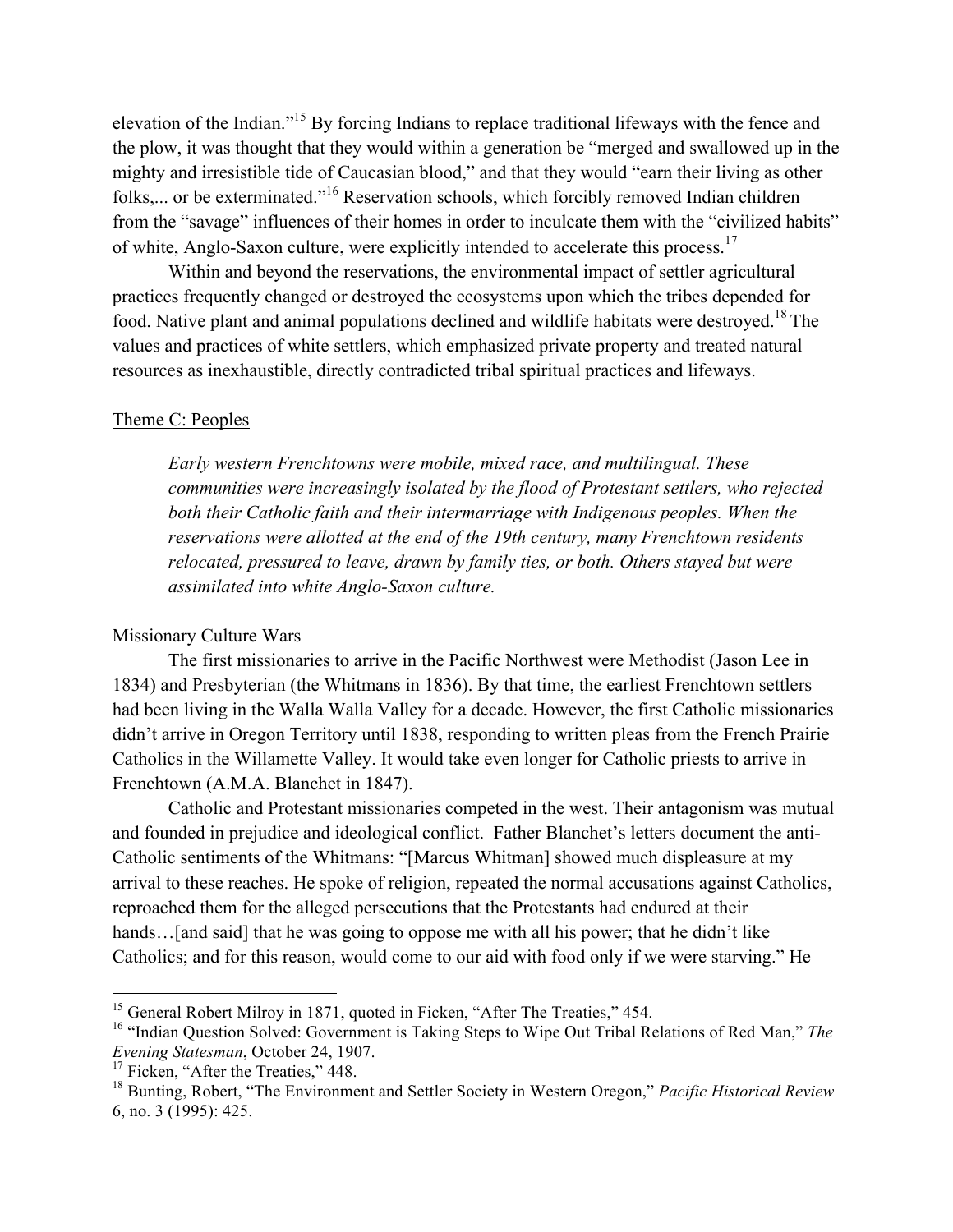elevation of the Indian."[15] By forcing Indians to replace traditional lifeways with the fence and the plow, it was thought that they would within a generation be "merged and swallowed up in the mighty and irresistible tide of Caucasian blood," and that they would "earn their living as other folks,... or be exterminated."[16] Reservation schools, which forcibly removed Indian children from the "savage" influences of their homes in order to inculcate them with the "civilized habits" of white, Anglo-Saxon culture, were explicitly intended to accelerate this process.[17]

Within and beyond the reservations, the environmental impact of settler agricultural practices frequently changed or destroyed the ecosystems upon which the tribes depended for food. Native plant and animal populations declined and wildlife habitats were destroyed.[18] The values and practices of white settlers, which emphasized private property and treated natural resources as inexhaustible, directly contradicted tribal spiritual practices and lifeways.

<u>Theme C: Peoples</u>

*Early western Frenchtowns were mobile, mixed race, and multilingual. These communities were increasingly isolated by the flood of Protestant settlers, who rejected both their Catholic faith and their intermarriage with Indigenous peoples. When the reservations were allotted at the end of the 19th century, many Frenchtown residents relocated, pressured to leave, drawn by family ties, or both. Others stayed but were assimilated into white Anglo-Saxon culture.*

Missionary Culture Wars

The first missionaries to arrive in the Pacific Northwest were Methodist (Jason Lee in 1834) and Presbyterian (the Whitmans in 1836). By that time, the earliest Frenchtown settlers had been living in the Walla Walla Valley for a decade. However, the first Catholic missionaries didn't arrive in Oregon Territory until 1838, responding to written pleas from the French Prairie Catholics in the Willamette Valley. It would take even longer for Catholic priests to arrive in Frenchtown (A.M.A. Blanchet in 1847).

Catholic and Protestant missionaries competed in the west. Their antagonism was mutual and founded in prejudice and ideological conflict. Father Blanchet's letters document the anti-Catholic sentiments of the Whitmans: "[Marcus Whitman] showed much displeasure at my arrival to these reaches. He spoke of religion, repeated the normal accusations against Catholics, reproached them for the alleged persecutions that the Protestants had endured at their hands…[and said] that he was going to oppose me with all his power; that he didn't like Catholics; and for this reason, would come to our aid with food only if we were starving." He

---

[15] General Robert Milroy in 1871, quoted in Ficken, "After The Treaties," 454.

[16] "Indian Question Solved: Government is Taking Steps to Wipe Out Tribal Relations of Red Man," *The Evening Statesman*, October 24, 1907.

[17] Ficken, "After the Treaties," 448.

[18] Bunting, Robert, "The Environment and Settler Society in Western Oregon," *Pacific Historical Review* 6, no. 3 (1995): 425.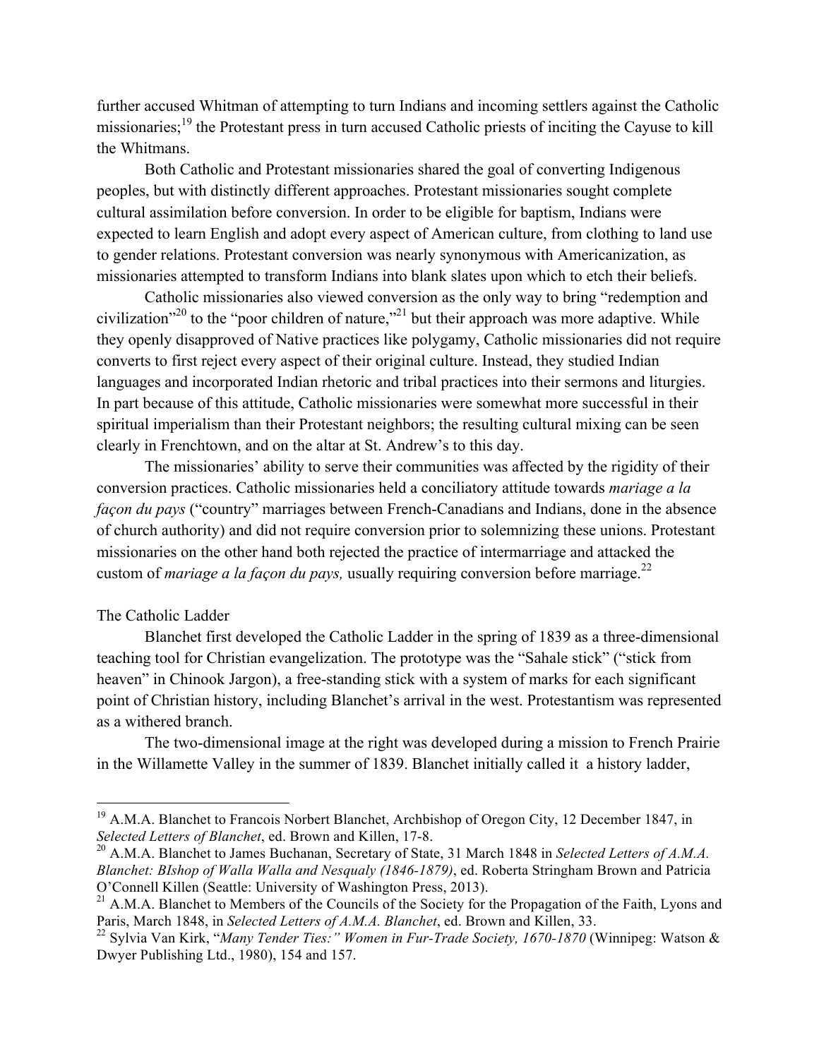further accused Whitman of attempting to turn Indians and incoming settlers against the Catholic missionaries;[19] the Protestant press in turn accused Catholic priests of inciting the Cayuse to kill the Whitmans.

Both Catholic and Protestant missionaries shared the goal of converting Indigenous peoples, but with distinctly different approaches. Protestant missionaries sought complete cultural assimilation before conversion. In order to be eligible for baptism, Indians were expected to learn English and adopt every aspect of American culture, from clothing to land use to gender relations. Protestant conversion was nearly synonymous with Americanization, as missionaries attempted to transform Indians into blank slates upon which to etch their beliefs.

Catholic missionaries also viewed conversion as the only way to bring "redemption and civilization"[20] to the "poor children of nature,"[21] but their approach was more adaptive. While they openly disapproved of Native practices like polygamy, Catholic missionaries did not require converts to first reject every aspect of their original culture. Instead, they studied Indian languages and incorporated Indian rhetoric and tribal practices into their sermons and liturgies. In part because of this attitude, Catholic missionaries were somewhat more successful in their spiritual imperialism than their Protestant neighbors; the resulting cultural mixing can be seen clearly in Frenchtown, and on the altar at St. Andrew's to this day.

The missionaries' ability to serve their communities was affected by the rigidity of their conversion practices. Catholic missionaries held a conciliatory attitude towards *mariage a la façon du pays* ("country" marriages between French-Canadians and Indians, done in the absence of church authority) and did not require conversion prior to solemnizing these unions. Protestant missionaries on the other hand both rejected the practice of intermarriage and attacked the custom of *mariage a la façon du pays,* usually requiring conversion before marriage.[22]

## The Catholic Ladder

Blanchet first developed the Catholic Ladder in the spring of 1839 as a three-dimensional teaching tool for Christian evangelization. The prototype was the "Sahale stick" ("stick from heaven" in Chinook Jargon), a free-standing stick with a system of marks for each significant point of Christian history, including Blanchet's arrival in the west. Protestantism was represented as a withered branch.

The two-dimensional image at the right was developed during a mission to French Prairie in the Willamette Valley in the summer of 1839. Blanchet initially called it a history ladder,

---

[19] A.M.A. Blanchet to Francois Norbert Blanchet, Archbishop of Oregon City, 12 December 1847, in *Selected Letters of Blanchet*, ed. Brown and Killen, 17-8.

[20] A.M.A. Blanchet to James Buchanan, Secretary of State, 31 March 1848 in *Selected Letters of A.M.A. Blanchet: BIshop of Walla Walla and Nesqualy (1846-1879)*, ed. Roberta Stringham Brown and Patricia O'Connell Killen (Seattle: University of Washington Press, 2013).

[21] A.M.A. Blanchet to Members of the Councils of the Society for the Propagation of the Faith, Lyons and Paris, March 1848, in *Selected Letters of A.M.A. Blanchet*, ed. Brown and Killen, 33.

[22] Sylvia Van Kirk, "*Many Tender Ties:" Women in Fur-Trade Society, 1670-1870* (Winnipeg: Watson & Dwyer Publishing Ltd., 1980), 154 and 157.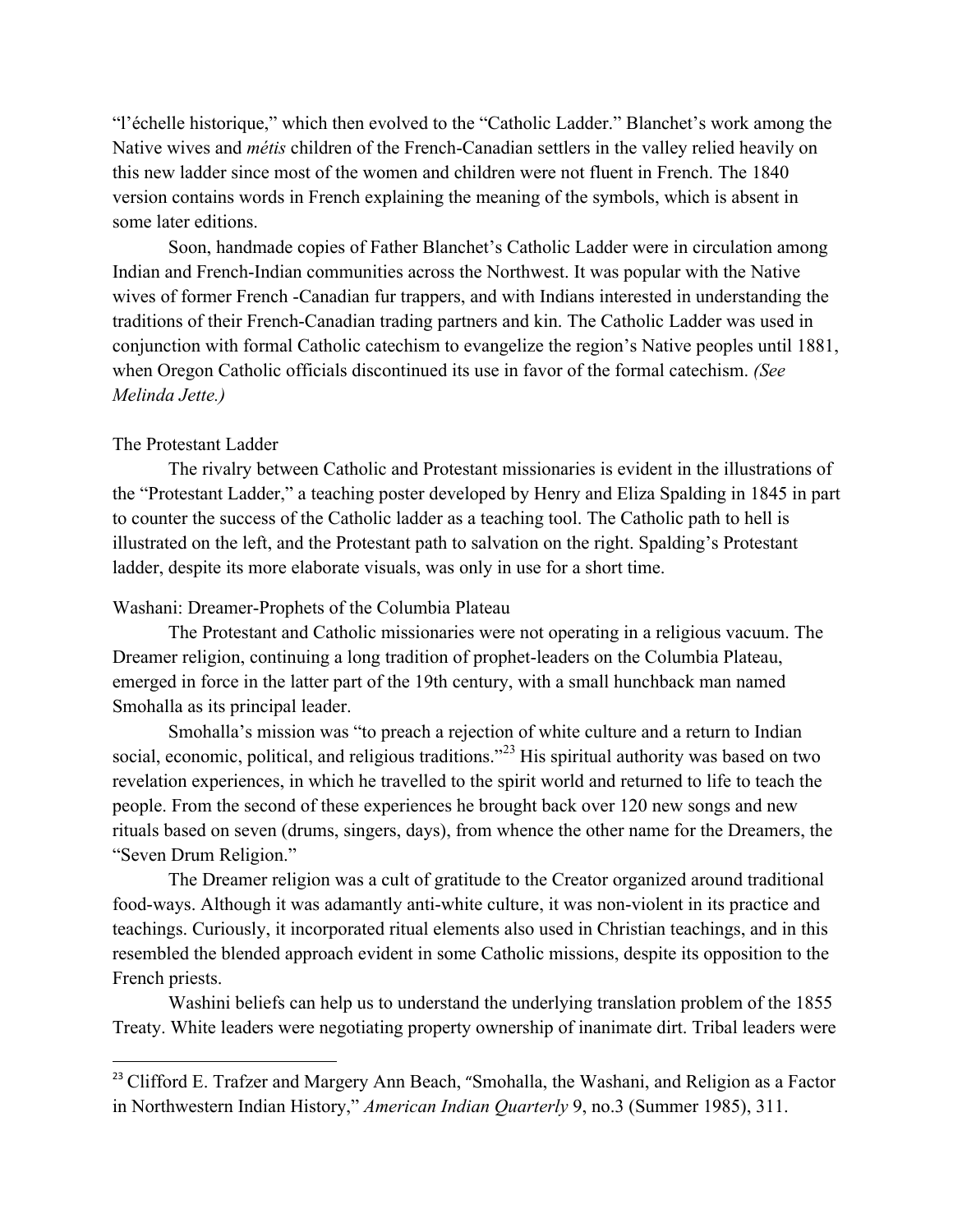"l'échelle historique," which then evolved to the "Catholic Ladder." Blanchet's work among the Native wives and *métis* children of the French-Canadian settlers in the valley relied heavily on this new ladder since most of the women and children were not fluent in French. The 1840 version contains words in French explaining the meaning of the symbols, which is absent in some later editions.

Soon, handmade copies of Father Blanchet's Catholic Ladder were in circulation among Indian and French-Indian communities across the Northwest. It was popular with the Native wives of former French -Canadian fur trappers, and with Indians interested in understanding the traditions of their French-Canadian trading partners and kin. The Catholic Ladder was used in conjunction with formal Catholic catechism to evangelize the region's Native peoples until 1881, when Oregon Catholic officials discontinued its use in favor of the formal catechism. *(See Melinda Jette.)*

### The Protestant Ladder

The rivalry between Catholic and Protestant missionaries is evident in the illustrations of the "Protestant Ladder," a teaching poster developed by Henry and Eliza Spalding in 1845 in part to counter the success of the Catholic ladder as a teaching tool. The Catholic path to hell is illustrated on the left, and the Protestant path to salvation on the right. Spalding's Protestant ladder, despite its more elaborate visuals, was only in use for a short time.

### Washani: Dreamer-Prophets of the Columbia Plateau

The Protestant and Catholic missionaries were not operating in a religious vacuum. The Dreamer religion, continuing a long tradition of prophet-leaders on the Columbia Plateau, emerged in force in the latter part of the 19th century, with a small hunchback man named Smohalla as its principal leader.

Smohalla's mission was "to preach a rejection of white culture and a return to Indian social, economic, political, and religious traditions."[23] His spiritual authority was based on two revelation experiences, in which he travelled to the spirit world and returned to life to teach the people. From the second of these experiences he brought back over 120 new songs and new rituals based on seven (drums, singers, days), from whence the other name for the Dreamers, the "Seven Drum Religion."

The Dreamer religion was a cult of gratitude to the Creator organized around traditional food-ways. Although it was adamantly anti-white culture, it was non-violent in its practice and teachings. Curiously, it incorporated ritual elements also used in Christian teachings, and in this resembled the blended approach evident in some Catholic missions, despite its opposition to the French priests.

Washini beliefs can help us to understand the underlying translation problem of the 1855 Treaty. White leaders were negotiating property ownership of inanimate dirt. Tribal leaders were

[23] Clifford E. Trafzer and Margery Ann Beach, "Smohalla, the Washani, and Religion as a Factor in Northwestern Indian History," *American Indian Quarterly* 9, no.3 (Summer 1985), 311.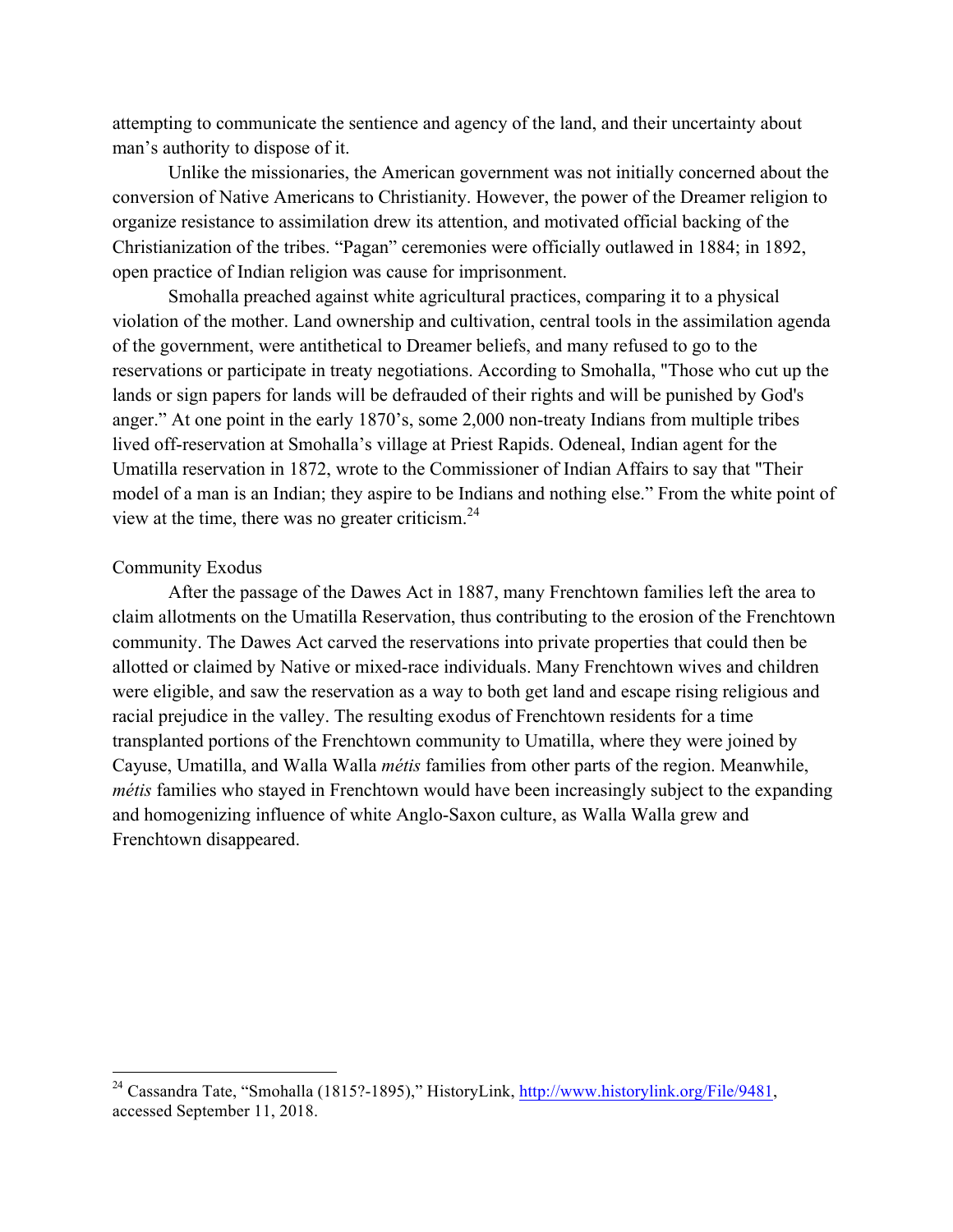attempting to communicate the sentience and agency of the land, and their uncertainty about man's authority to dispose of it.

Unlike the missionaries, the American government was not initially concerned about the conversion of Native Americans to Christianity. However, the power of the Dreamer religion to organize resistance to assimilation drew its attention, and motivated official backing of the Christianization of the tribes. "Pagan" ceremonies were officially outlawed in 1884; in 1892, open practice of Indian religion was cause for imprisonment.

Smohalla preached against white agricultural practices, comparing it to a physical violation of the mother. Land ownership and cultivation, central tools in the assimilation agenda of the government, were antithetical to Dreamer beliefs, and many refused to go to the reservations or participate in treaty negotiations. According to Smohalla, "Those who cut up the lands or sign papers for lands will be defrauded of their rights and will be punished by God's anger." At one point in the early 1870's, some 2,000 non-treaty Indians from multiple tribes lived off-reservation at Smohalla's village at Priest Rapids. Odeneal, Indian agent for the Umatilla reservation in 1872, wrote to the Commissioner of Indian Affairs to say that "Their model of a man is an Indian; they aspire to be Indians and nothing else." From the white point of view at the time, there was no greater criticism.[24]

## Community Exodus

After the passage of the Dawes Act in 1887, many Frenchtown families left the area to claim allotments on the Umatilla Reservation, thus contributing to the erosion of the Frenchtown community. The Dawes Act carved the reservations into private properties that could then be allotted or claimed by Native or mixed-race individuals. Many Frenchtown wives and children were eligible, and saw the reservation as a way to both get land and escape rising religious and racial prejudice in the valley. The resulting exodus of Frenchtown residents for a time transplanted portions of the Frenchtown community to Umatilla, where they were joined by Cayuse, Umatilla, and Walla Walla *métis* families from other parts of the region. Meanwhile, *métis* families who stayed in Frenchtown would have been increasingly subject to the expanding and homogenizing influence of white Anglo-Saxon culture, as Walla Walla grew and Frenchtown disappeared.

---

[24] Cassandra Tate, "Smohalla (1815?-1895)," HistoryLink, http://www.historylink.org/File/9481, accessed September 11, 2018.